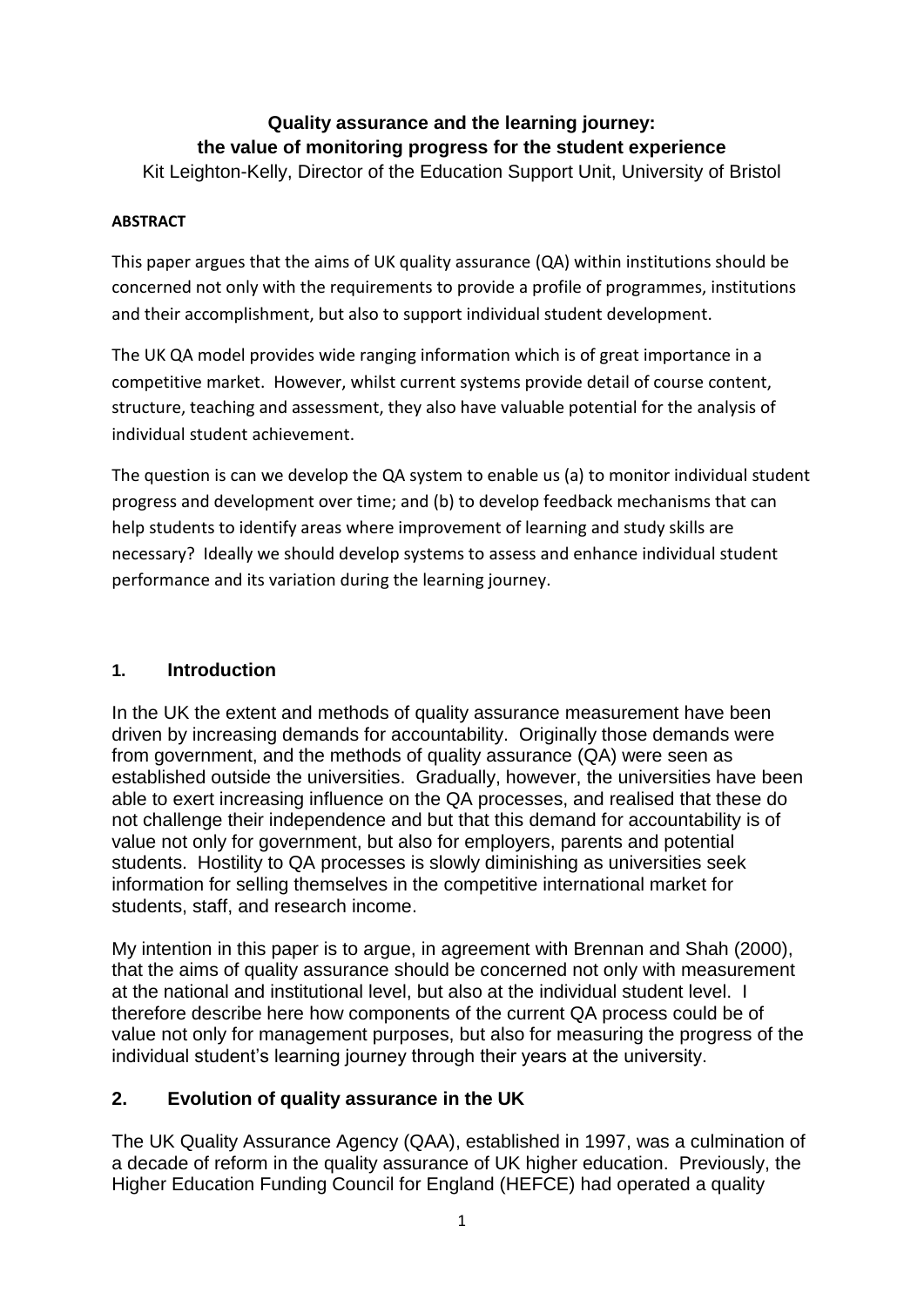# Quality assurance and the learning journey: the value of monitoring progress for the student experience

Kit Leighton-Kelly, Director of the Education Support Unit, University of Bristol

**ABSTRACT**

This paper argues that the aims of UK quality assurance (QA) within institutions should be concerned not only with the requirements to provide a profile of programmes, institutions and their accomplishment, but also to support individual student development.

The UK QA model provides wide ranging information which is of great importance in a competitive market. However, whilst current systems provide detail of course content, structure, teaching and assessment, they also have valuable potential for the analysis of individual student achievement.

The question is can we develop the QA system to enable us (a) to monitor individual student progress and development over time; and (b) to develop feedback mechanisms that can help students to identify areas where improvement of learning and study skills are necessary? Ideally we should develop systems to assess and enhance individual student performance and its variation during the learning journey.

## 1. Introduction

In the UK the extent and methods of quality assurance measurement have been driven by increasing demands for accountability. Originally those demands were from government, and the methods of quality assurance (QA) were seen as established outside the universities. Gradually, however, the universities have been able to exert increasing influence on the QA processes, and realised that these do not challenge their independence and but that this demand for accountability is of value not only for government, but also for employers, parents and potential students. Hostility to QA processes is slowly diminishing as universities seek information for selling themselves in the competitive international market for students, staff, and research income.

My intention in this paper is to argue, in agreement with Brennan and Shah (2000), that the aims of quality assurance should be concerned not only with measurement at the national and institutional level, but also at the individual student level. I therefore describe here how components of the current QA process could be of value not only for management purposes, but also for measuring the progress of the individual student's learning journey through their years at the university.

## 2. Evolution of quality assurance in the UK

The UK Quality Assurance Agency (QAA), established in 1997, was a culmination of a decade of reform in the quality assurance of UK higher education. Previously, the Higher Education Funding Council for England (HEFCE) had operated a quality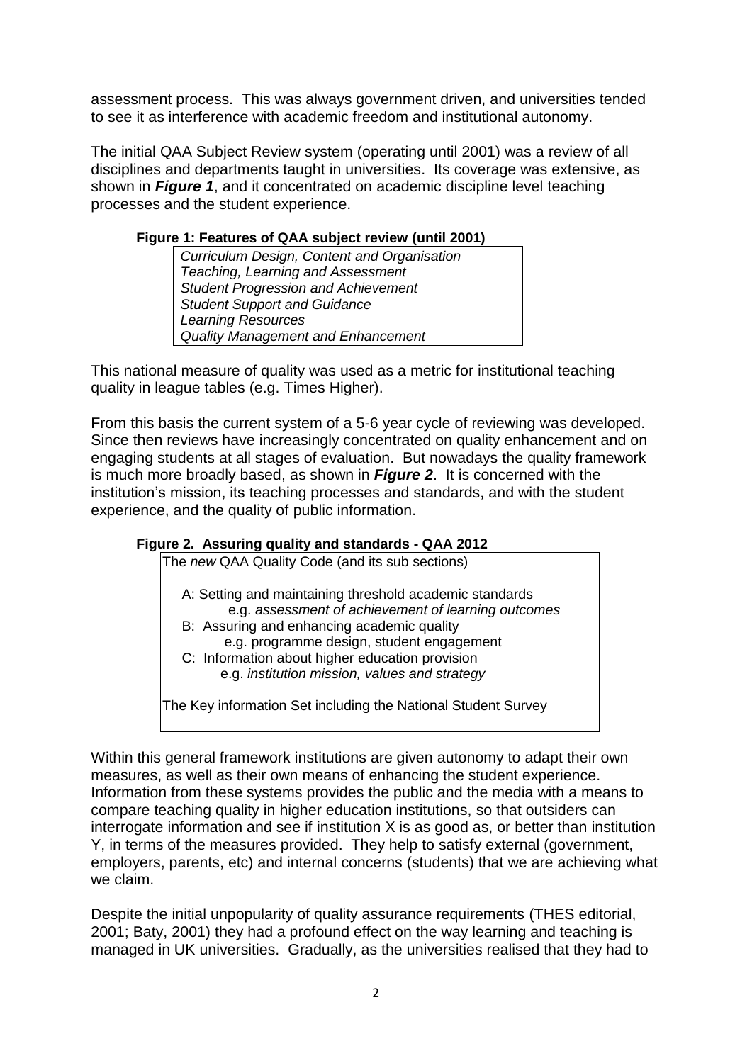assessment process. This was always government driven, and universities tended to see it as interference with academic freedom and institutional autonomy.

The initial QAA Subject Review system (operating until 2001) was a review of all disciplines and departments taught in universities. Its coverage was extensive, as shown in ***Figure 1***, and it concentrated on academic discipline level teaching processes and the student experience.

**Figure 1: Features of QAA subject review (until 2001)**

*Curriculum Design, Content and Organisation*
*Teaching, Learning and Assessment*
*Student Progression and Achievement*
*Student Support and Guidance*
*Learning Resources*
*Quality Management and Enhancement*

This national measure of quality was used as a metric for institutional teaching quality in league tables (e.g. Times Higher).

From this basis the current system of a 5-6 year cycle of reviewing was developed. Since then reviews have increasingly concentrated on quality enhancement and on engaging students at all stages of evaluation. But nowadays the quality framework is much more broadly based, as shown in ***Figure 2***. It is concerned with the institution's mission, its teaching processes and standards, and with the student experience, and the quality of public information.

**Figure 2. Assuring quality and standards - QAA 2012**

The *new* QAA Quality Code (and its sub sections)

- A: Setting and maintaining threshold academic standards
  - e.g. *assessment of achievement of learning outcomes*
- B: Assuring and enhancing academic quality
  - e.g. programme design, student engagement
- C: Information about higher education provision
  - e.g. *institution mission, values and strategy*

The Key information Set including the National Student Survey

Within this general framework institutions are given autonomy to adapt their own measures, as well as their own means of enhancing the student experience. Information from these systems provides the public and the media with a means to compare teaching quality in higher education institutions, so that outsiders can interrogate information and see if institution X is as good as, or better than institution Y, in terms of the measures provided. They help to satisfy external (government, employers, parents, etc) and internal concerns (students) that we are achieving what we claim.

Despite the initial unpopularity of quality assurance requirements (THES editorial, 2001; Baty, 2001) they had a profound effect on the way learning and teaching is managed in UK universities. Gradually, as the universities realised that they had to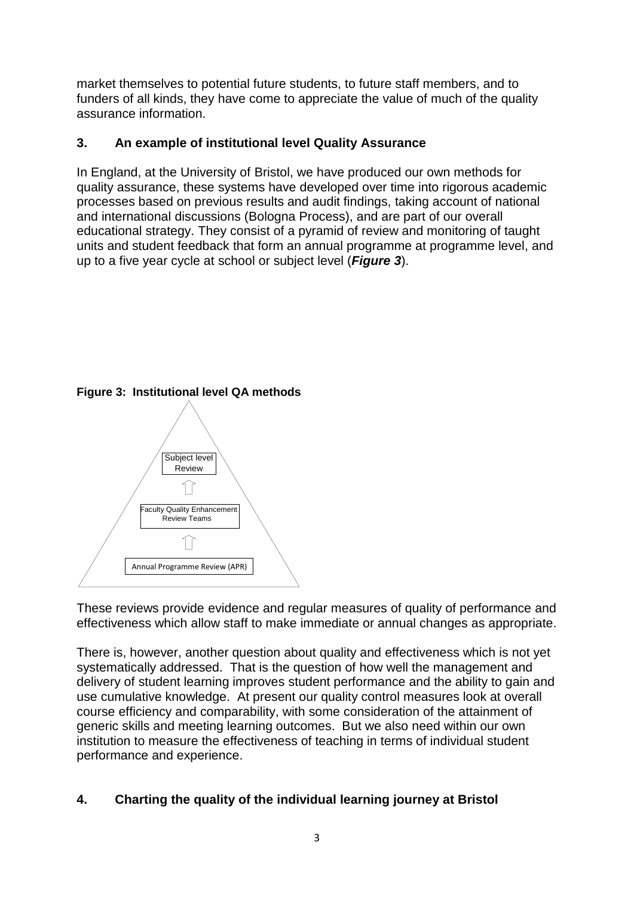market themselves to potential future students, to future staff members, and to funders of all kinds, they have come to appreciate the value of much of the quality assurance information.

## 3. An example of institutional level Quality Assurance

In England, at the University of Bristol, we have produced our own methods for quality assurance, these systems have developed over time into rigorous academic processes based on previous results and audit findings, taking account of national and international discussions (Bologna Process), and are part of our overall educational strategy. They consist of a pyramid of review and monitoring of taught units and student feedback that form an annual programme at programme level, and up to a five year cycle at school or subject level (***Figure 3***).

**Figure 3: Institutional level QA methods**

Subject level Review

↑

Faculty Quality Enhancement Review Teams

↑

Annual Programme Review (APR)

These reviews provide evidence and regular measures of quality of performance and effectiveness which allow staff to make immediate or annual changes as appropriate.

There is, however, another question about quality and effectiveness which is not yet systematically addressed. That is the question of how well the management and delivery of student learning improves student performance and the ability to gain and use cumulative knowledge. At present our quality control measures look at overall course efficiency and comparability, with some consideration of the attainment of generic skills and meeting learning outcomes. But we also need within our own institution to measure the effectiveness of teaching in terms of individual student performance and experience.

## 4. Charting the quality of the individual learning journey at Bristol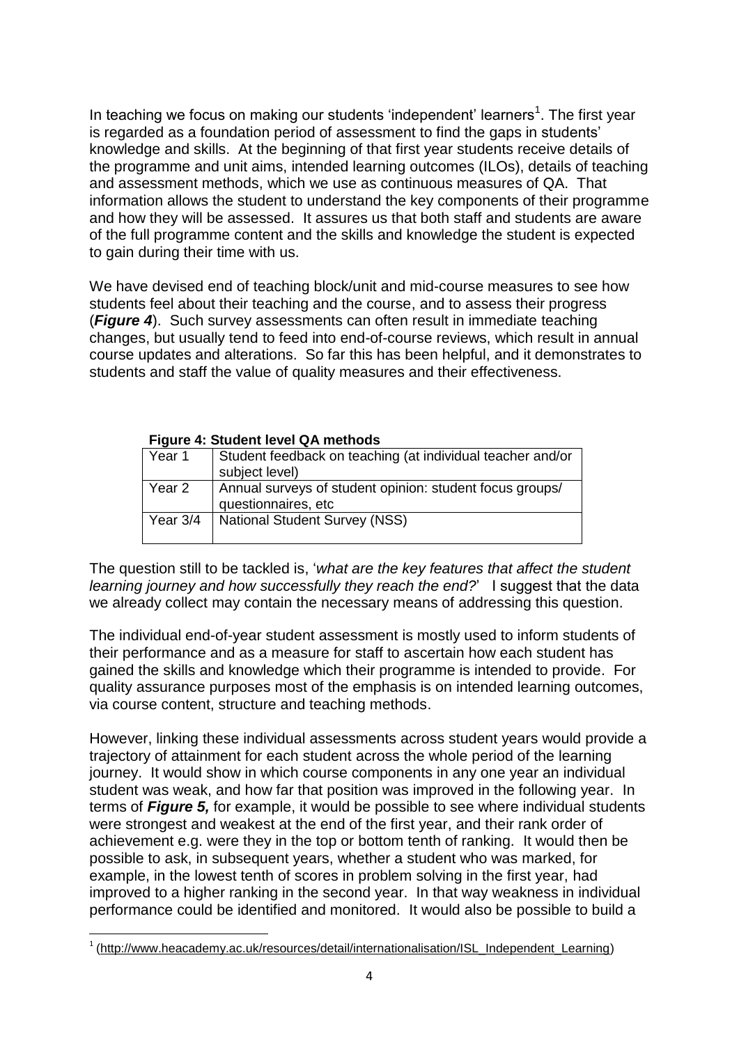In teaching we focus on making our students 'independent' learners[1]. The first year is regarded as a foundation period of assessment to find the gaps in students' knowledge and skills. At the beginning of that first year students receive details of the programme and unit aims, intended learning outcomes (ILOs), details of teaching and assessment methods, which we use as continuous measures of QA. That information allows the student to understand the key components of their programme and how they will be assessed. It assures us that both staff and students are aware of the full programme content and the skills and knowledge the student is expected to gain during their time with us.

We have devised end of teaching block/unit and mid-course measures to see how students feel about their teaching and the course, and to assess their progress (***Figure 4***). Such survey assessments can often result in immediate teaching changes, but usually tend to feed into end-of-course reviews, which result in annual course updates and alterations. So far this has been helpful, and it demonstrates to students and staff the value of quality measures and their effectiveness.

**Figure 4: Student level QA methods**

| | |
|---|---|
| Year 1 | Student feedback on teaching (at individual teacher and/or subject level) |
| Year 2 | Annual surveys of student opinion: student focus groups/ questionnaires, etc |
| Year 3/4 | National Student Survey (NSS) |

The question still to be tackled is, '*what are the key features that affect the student learning journey and how successfully they reach the end?*' I suggest that the data we already collect may contain the necessary means of addressing this question.

The individual end-of-year student assessment is mostly used to inform students of their performance and as a measure for staff to ascertain how each student has gained the skills and knowledge which their programme is intended to provide. For quality assurance purposes most of the emphasis is on intended learning outcomes, via course content, structure and teaching methods.

However, linking these individual assessments across student years would provide a trajectory of attainment for each student across the whole period of the learning journey. It would show in which course components in any one year an individual student was weak, and how far that position was improved in the following year. In terms of ***Figure 5,*** for example, it would be possible to see where individual students were strongest and weakest at the end of the first year, and their rank order of achievement e.g. were they in the top or bottom tenth of ranking. It would then be possible to ask, in subsequent years, whether a student who was marked, for example, in the lowest tenth of scores in problem solving in the first year, had improved to a higher ranking in the second year. In that way weakness in individual performance could be identified and monitored. It would also be possible to build a

[1] (http://www.heacademy.ac.uk/resources/detail/internationalisation/ISL_Independent_Learning)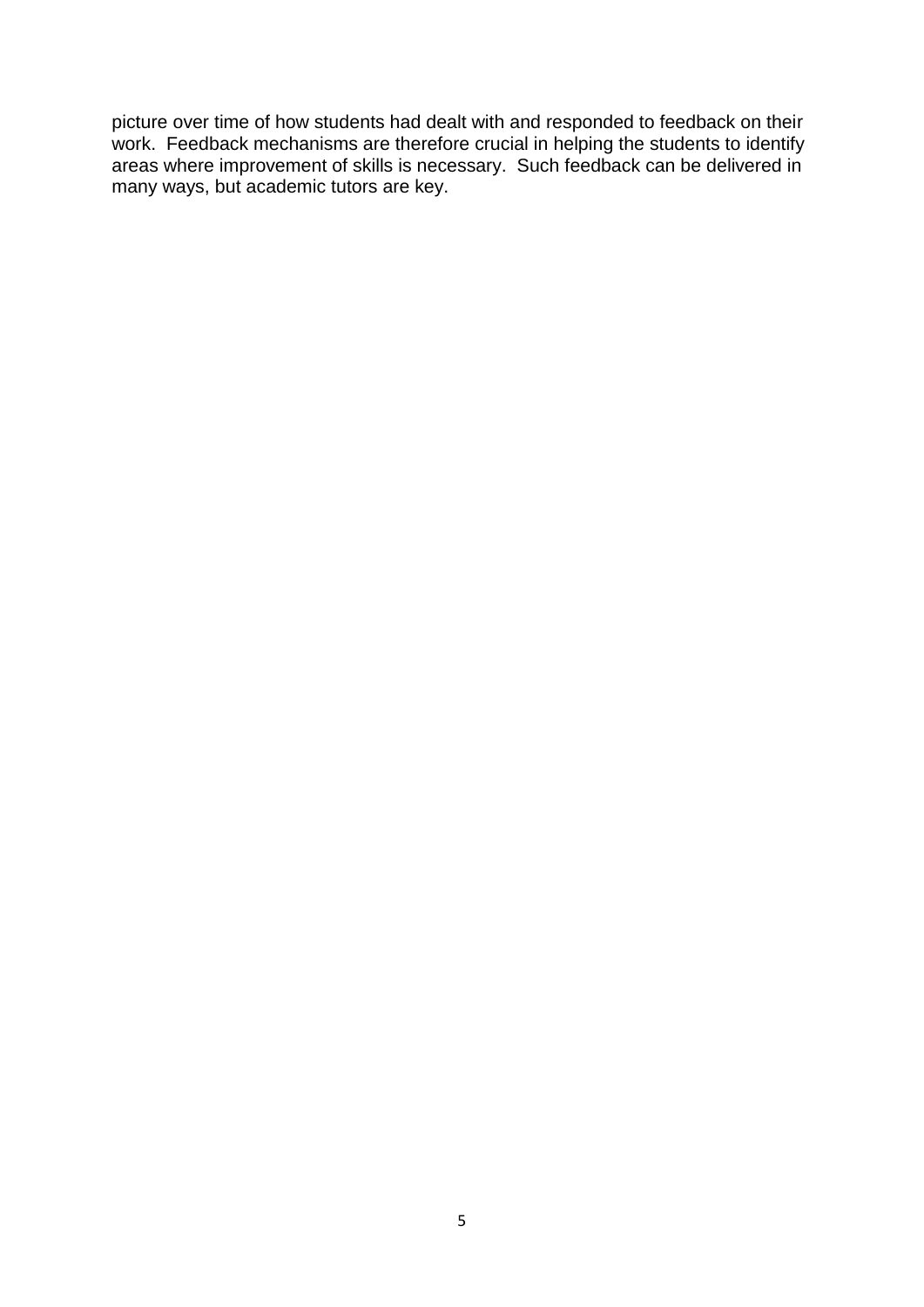picture over time of how students had dealt with and responded to feedback on their work. Feedback mechanisms are therefore crucial in helping the students to identify areas where improvement of skills is necessary. Such feedback can be delivered in many ways, but academic tutors are key.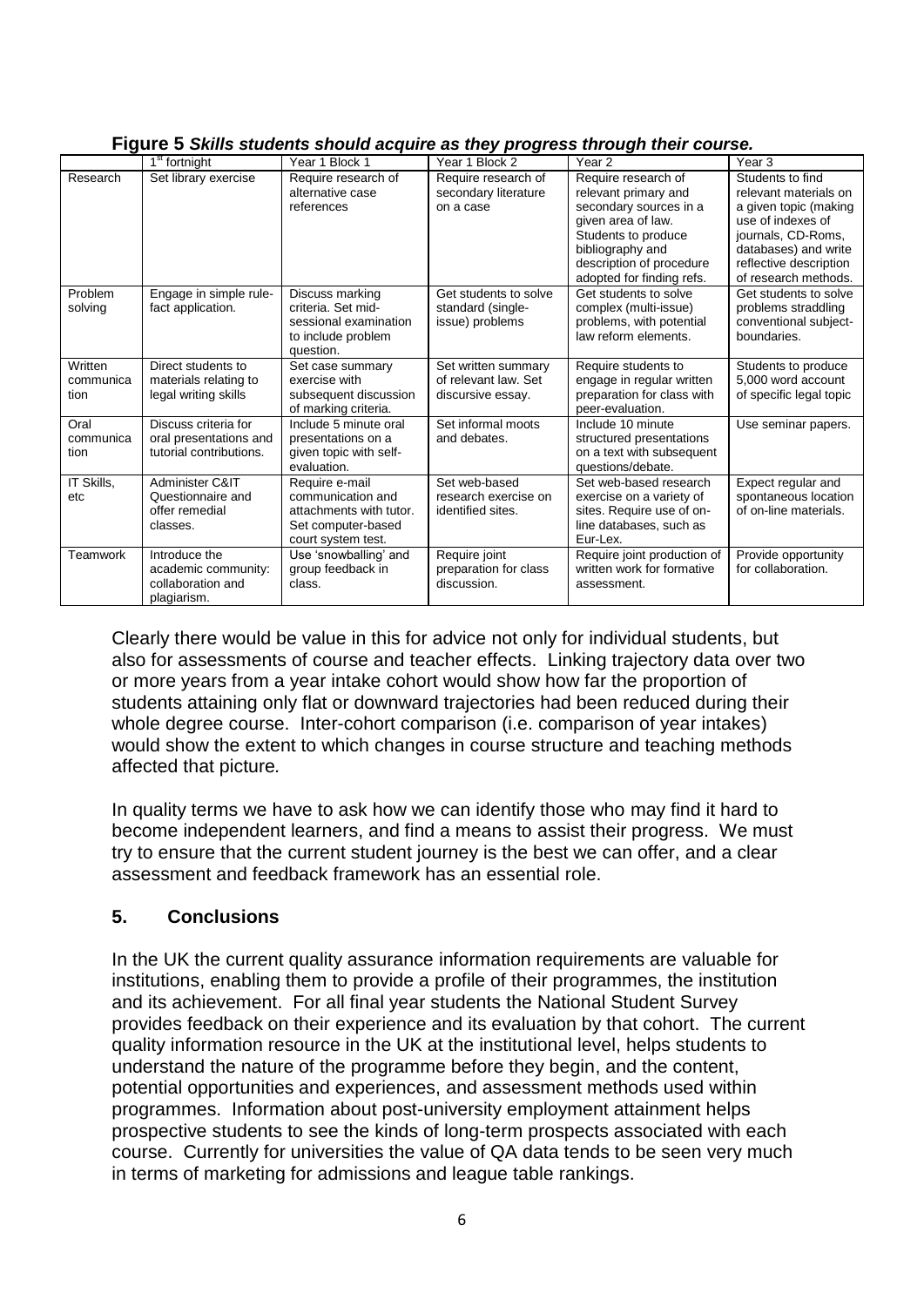**Figure 5** ***Skills students should acquire as they progress through their course.***

| | 1st fortnight | Year 1 Block 1 | Year 1 Block 2 | Year 2 | Year 3 |
|---|---|---|---|---|---|
| Research | Set library exercise | Require research of alternative case references | Require research of secondary literature on a case | Require research of relevant primary and secondary sources in a given area of law. Students to produce bibliography and description of procedure adopted for finding refs. | Students to find relevant materials on a given topic (making use of indexes of journals, CD-Roms, databases) and write reflective description of research methods. |
| Problem solving | Engage in simple rule-fact application. | Discuss marking criteria. Set mid-sessional examination to include problem question. | Get students to solve standard (single-issue) problems | Get students to solve complex (multi-issue) problems, with potential law reform elements. | Get students to solve problems straddling conventional subject-boundaries. |
| Written communication | Direct students to materials relating to legal writing skills | Set case summary exercise with subsequent discussion of marking criteria. | Set written summary of relevant law. Set discursive essay. | Require students to engage in regular written preparation for class with peer-evaluation. | Students to produce 5,000 word account of specific legal topic |
| Oral communication | Discuss criteria for oral presentations and tutorial contributions. | Include 5 minute oral presentations on a given topic with self-evaluation. | Set informal moots and debates. | Include 10 minute structured presentations on a text with subsequent questions/debate. | Use seminar papers. |
| IT Skills, etc | Administer C&IT Questionnaire and offer remedial classes. | Require e-mail communication and attachments with tutor. Set computer-based court system test. | Set web-based research exercise on identified sites. | Set web-based research exercise on a variety of sites. Require use of on-line databases, such as Eur-Lex. | Expect regular and spontaneous location of on-line materials. |
| Teamwork | Introduce the academic community: collaboration and plagiarism. | Use 'snowballing' and group feedback in class. | Require joint preparation for class discussion. | Require joint production of written work for formative assessment. | Provide opportunity for collaboration. |

Clearly there would be value in this for advice not only for individual students, but also for assessments of course and teacher effects. Linking trajectory data over two or more years from a year intake cohort would show how far the proportion of students attaining only flat or downward trajectories had been reduced during their whole degree course. Inter-cohort comparison (i.e. comparison of year intakes) would show the extent to which changes in course structure and teaching methods affected that picture.

In quality terms we have to ask how we can identify those who may find it hard to become independent learners, and find a means to assist their progress. We must try to ensure that the current student journey is the best we can offer, and a clear assessment and feedback framework has an essential role.

## 5. Conclusions

In the UK the current quality assurance information requirements are valuable for institutions, enabling them to provide a profile of their programmes, the institution and its achievement. For all final year students the National Student Survey provides feedback on their experience and its evaluation by that cohort. The current quality information resource in the UK at the institutional level, helps students to understand the nature of the programme before they begin, and the content, potential opportunities and experiences, and assessment methods used within programmes. Information about post-university employment attainment helps prospective students to see the kinds of long-term prospects associated with each course. Currently for universities the value of QA data tends to be seen very much in terms of marketing for admissions and league table rankings.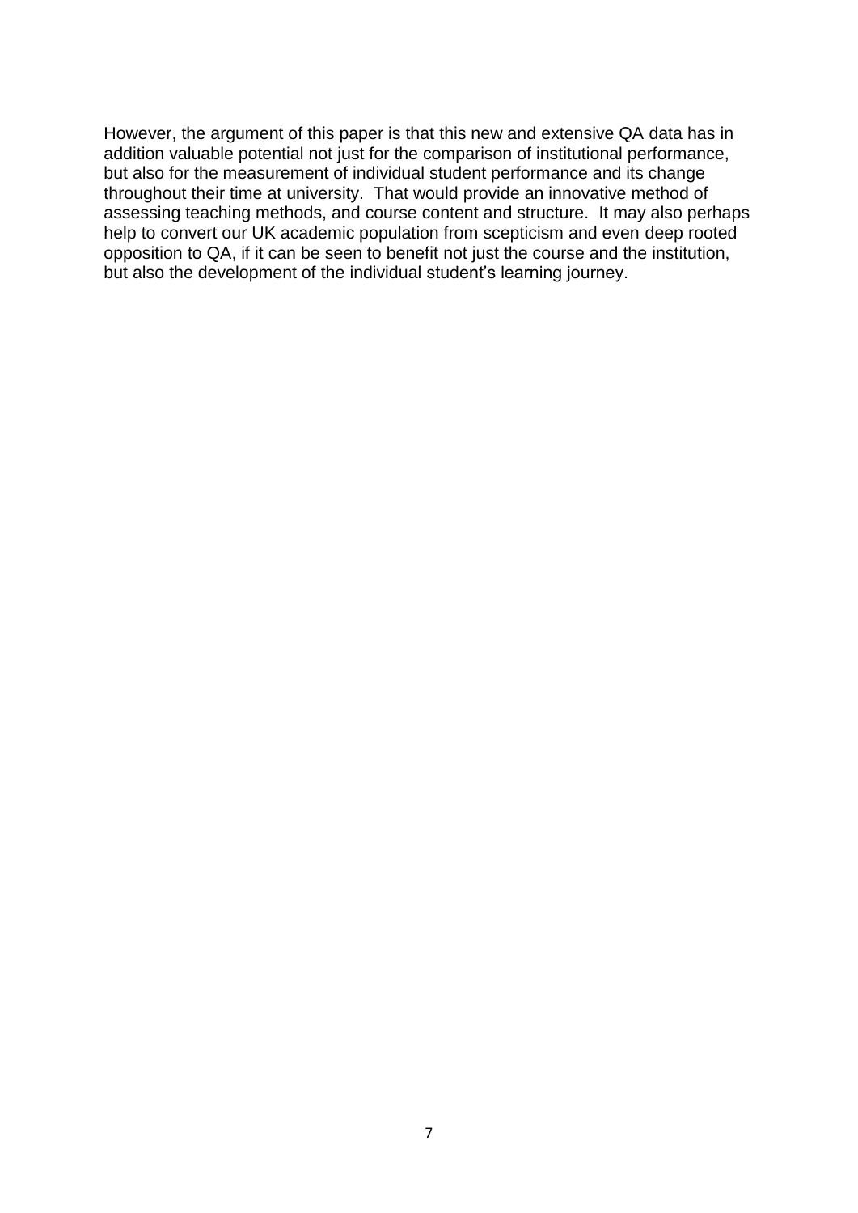However, the argument of this paper is that this new and extensive QA data has in addition valuable potential not just for the comparison of institutional performance, but also for the measurement of individual student performance and its change throughout their time at university. That would provide an innovative method of assessing teaching methods, and course content and structure. It may also perhaps help to convert our UK academic population from scepticism and even deep rooted opposition to QA, if it can be seen to benefit not just the course and the institution, but also the development of the individual student's learning journey.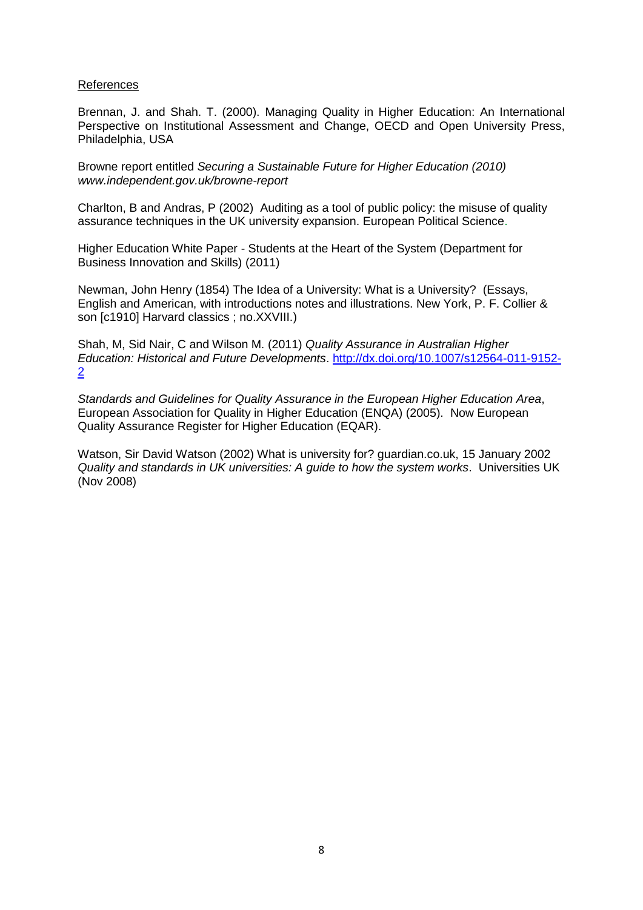References

Brennan, J. and Shah. T. (2000). Managing Quality in Higher Education: An International Perspective on Institutional Assessment and Change, OECD and Open University Press, Philadelphia, USA

Browne report entitled *Securing a Sustainable Future for Higher Education (2010) www.independent.gov.uk/browne-report*

Charlton, B and Andras, P (2002) Auditing as a tool of public policy: the misuse of quality assurance techniques in the UK university expansion. European Political Science.

Higher Education White Paper - Students at the Heart of the System (Department for Business Innovation and Skills) (2011)

Newman, John Henry (1854) The Idea of a University: What is a University? (Essays, English and American, with introductions notes and illustrations. New York, P. F. Collier & son [c1910] Harvard classics ; no.XXVIII.)

Shah, M, Sid Nair, C and Wilson M. (2011) *Quality Assurance in Australian Higher Education: Historical and Future Developments*. http://dx.doi.org/10.1007/s12564-011-9152-2

*Standards and Guidelines for Quality Assurance in the European Higher Education Area*, European Association for Quality in Higher Education (ENQA) (2005). Now European Quality Assurance Register for Higher Education (EQAR).

Watson, Sir David Watson (2002) What is university for? guardian.co.uk, 15 January 2002 *Quality and standards in UK universities: A guide to how the system works*. Universities UK (Nov 2008)